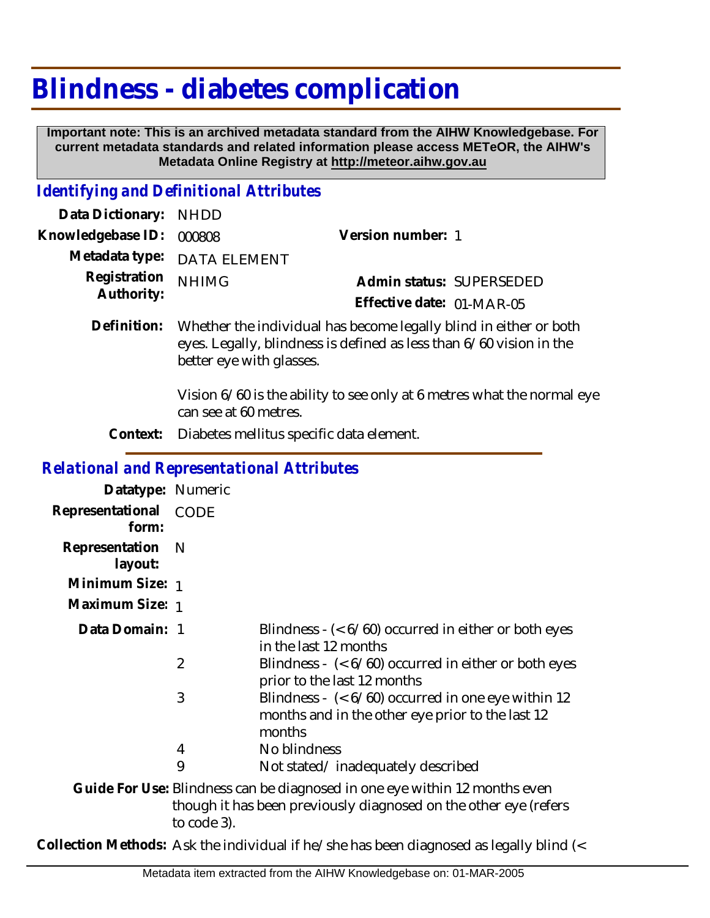# Blindness - diabetes complication

**Important note: This is an archived metadata standard from the AIHW Knowledgebase. For current metadata standards and related information please access METeOR, the AIHW's Metadata Online Registry at http://meteor.aihw.gov.au**

## *Identifying and Definitional Attributes*

**Data Dictionary:** NHDD

**Knowledgebase ID:** 000808

**Version number:** 1

**Metadata type:** DATA ELEMENT

**Registration Authority:** NHIMG

**Admin status:** SUPERSEDED

**Effective date:** 01-MAR-05

**Definition:** Whether the individual has become legally blind in either or both eyes. Legally, blindness is defined as less than 6/60 vision in the better eye with glasses.

Vision 6/60 is the ability to see only at 6 metres what the normal eye can see at 60 metres.

**Context:** Diabetes mellitus specific data element.

## *Relational and Representational Attributes*

**Datatype:** Numeric

**Representational form:** CODE

**Representation layout:** N

**Minimum Size:** 1

**Maximum Size:** 1

**Data Domain:**

| Code | Description |
|---|---|
| 1 | Blindness - (< 6/60) occurred in either or both eyes in the last 12 months |
| 2 | Blindness - (< 6/60) occurred in either or both eyes prior to the last 12 months |
| 3 | Blindness - (< 6/60) occurred in one eye within 12 months and in the other eye prior to the last 12 months |
| 4 | No blindness |
| 9 | Not stated/ inadequately described |

**Guide For Use:** Blindness can be diagnosed in one eye within 12 months even though it has been previously diagnosed on the other eye (refers to code 3).

**Collection Methods:** Ask the individual if he/she has been diagnosed as legally blind (<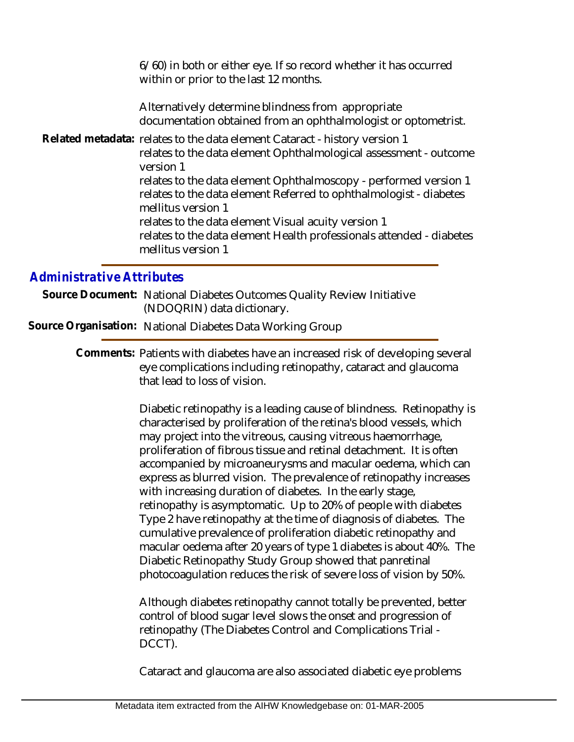6/60) in both or either eye. If so record whether it has occurred within or prior to the last 12 months.

Alternatively determine blindness from appropriate documentation obtained from an ophthalmologist or optometrist.

**Related metadata:** relates to the data element Cataract - history version 1
relates to the data element Ophthalmological assessment - outcome version 1
relates to the data element Ophthalmoscopy - performed version 1
relates to the data element Referred to ophthalmologist - diabetes mellitus version 1
relates to the data element Visual acuity version 1
relates to the data element Health professionals attended - diabetes mellitus version 1

## *Administrative Attributes*

**Source Document:** National Diabetes Outcomes Quality Review Initiative (NDOQRIN) data dictionary.

**Source Organisation:** National Diabetes Data Working Group

**Comments:** Patients with diabetes have an increased risk of developing several eye complications including retinopathy, cataract and glaucoma that lead to loss of vision.

Diabetic retinopathy is a leading cause of blindness. Retinopathy is characterised by proliferation of the retina's blood vessels, which may project into the vitreous, causing vitreous haemorrhage, proliferation of fibrous tissue and retinal detachment. It is often accompanied by microaneurysms and macular oedema, which can express as blurred vision. The prevalence of retinopathy increases with increasing duration of diabetes. In the early stage, retinopathy is asymptomatic. Up to 20% of people with diabetes Type 2 have retinopathy at the time of diagnosis of diabetes. The cumulative prevalence of proliferation diabetic retinopathy and macular oedema after 20 years of type 1 diabetes is about 40%. The Diabetic Retinopathy Study Group showed that panretinal photocoagulation reduces the risk of severe loss of vision by 50%.

Although diabetes retinopathy cannot totally be prevented, better control of blood sugar level slows the onset and progression of retinopathy (The Diabetes Control and Complications Trial - DCCT).

Cataract and glaucoma are also associated diabetic eye problems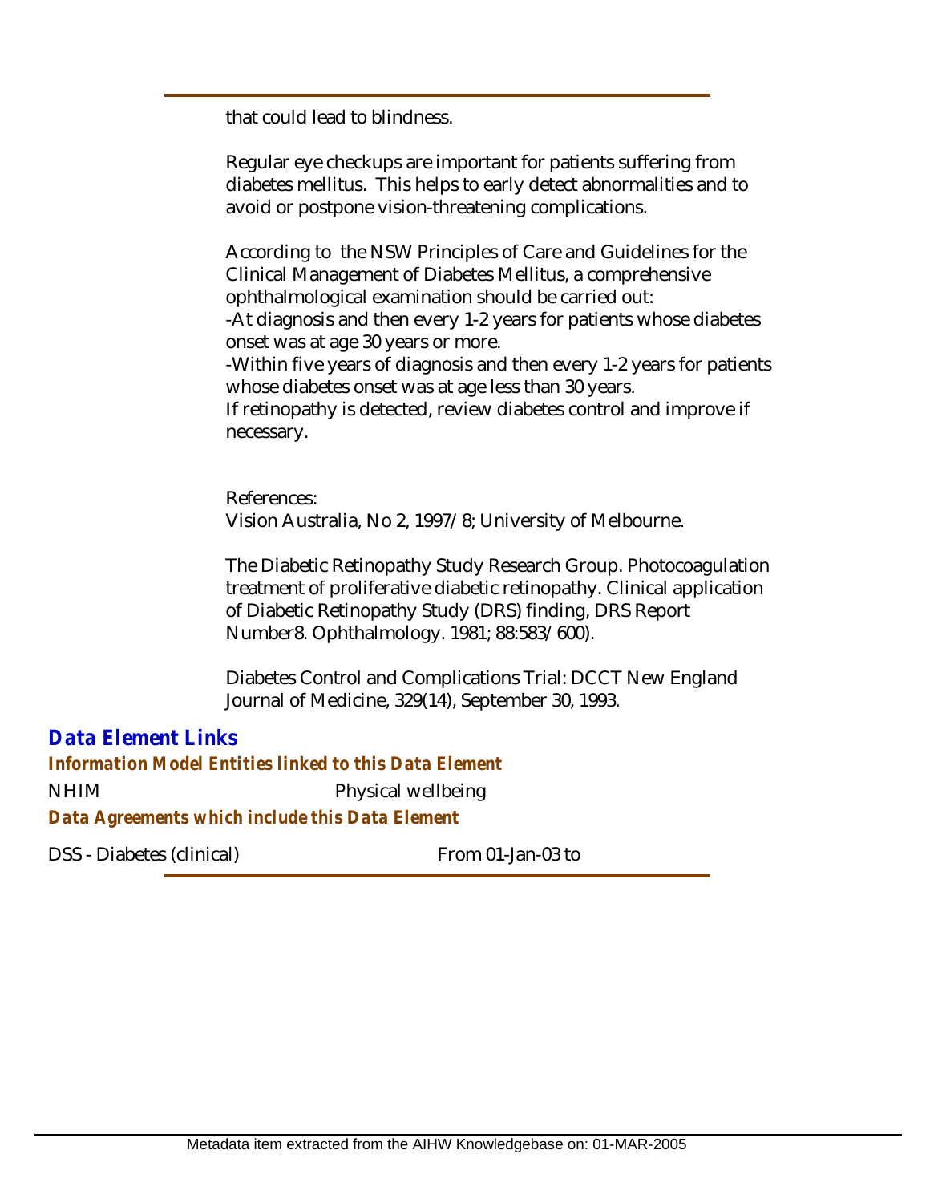that could lead to blindness.

Regular eye checkups are important for patients suffering from diabetes mellitus. This helps to early detect abnormalities and to avoid or postpone vision-threatening complications.

According to the NSW Principles of Care and Guidelines for the Clinical Management of Diabetes Mellitus, a comprehensive ophthalmological examination should be carried out:
-At diagnosis and then every 1-2 years for patients whose diabetes onset was at age 30 years or more.
-Within five years of diagnosis and then every 1-2 years for patients whose diabetes onset was at age less than 30 years.
If retinopathy is detected, review diabetes control and improve if necessary.

References:
Vision Australia, No 2, 1997/8; University of Melbourne.

The Diabetic Retinopathy Study Research Group. Photocoagulation treatment of proliferative diabetic retinopathy. Clinical application of Diabetic Retinopathy Study (DRS) finding, DRS Report Number8. Ophthalmology. 1981; 88:583/600).

Diabetes Control and Complications Trial: DCCT New England Journal of Medicine, 329(14), September 30, 1993.

## Data Element Links

### Information Model Entities linked to this Data Element

| | |
|---|---|
| NHIM | Physical wellbeing |

### Data Agreements which include this Data Element

| | |
|---|---|
| DSS - Diabetes (clinical) | From 01-Jan-03 to |